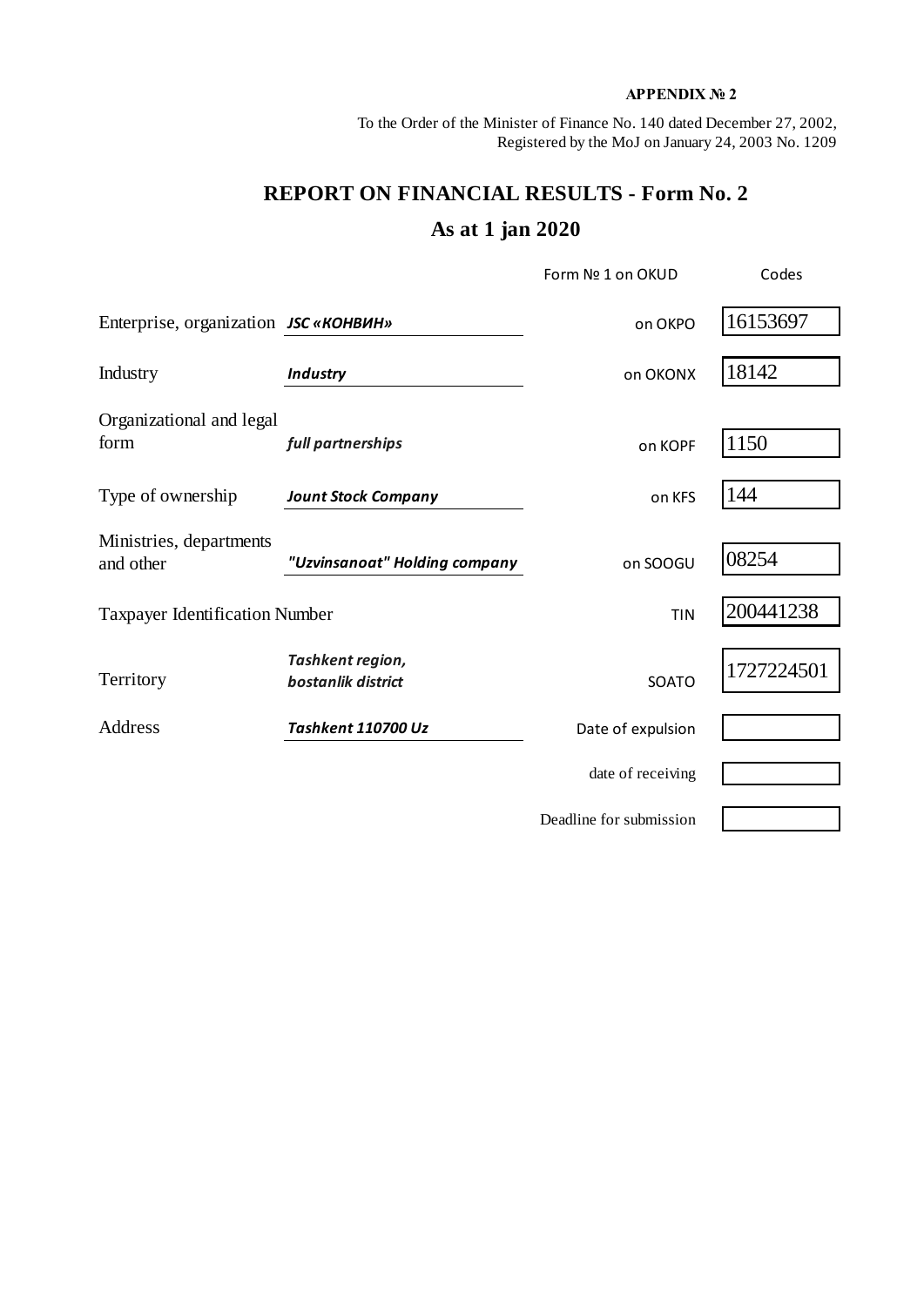**APPENDIX № 2**

To the Order of the Minister of Finance No. 140 dated December 27, 2002,
Registered by the MoJ on January 24, 2003 No. 1209

# REPORT ON FINANCIAL RESULTS - Form No. 2

## As at 1 jan 2020

| | | Form № 1 on OKUD | Codes |
|---|---|---|---|
| Enterprise, organization | ***JSC «КОНВИН»*** | on OKPO | 16153697 |
| Industry | ***Industry*** | on OKONX | 18142 |
| Organizational and legal form | ***full partnerships*** | on KOPF | 1150 |
| Type of ownership | ***Jount Stock Company*** | on KFS | 144 |
| Ministries, departments and other | ***"Uzvinsanoat" Holding company*** | on SOOGU | 08254 |
| Taxpayer Identification Number | | TIN | 200441238 |
| Territory | ***Tashkent region, bostanlik district*** | SOATO | 1727224501 |
| Address | ***Tashkent 110700 Uz*** | Date of expulsion | |
| | | date of receiving | |
| | | Deadline for submission | |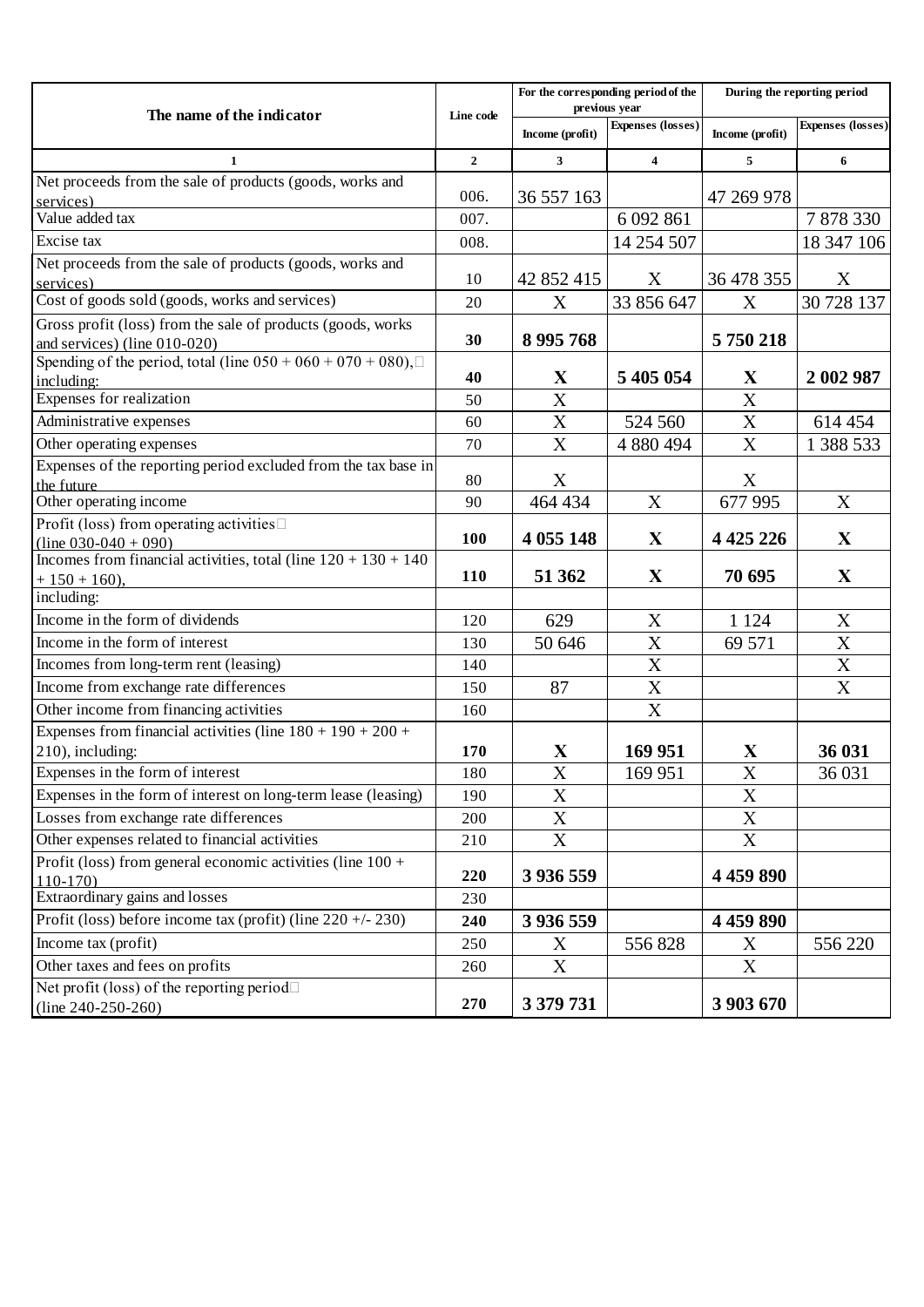| The name of the indicator | Line code | For the corresponding period of the previous year | | During the reporting period | |
|---|---|---|---|---|---|
| | | Income (profit) | Expenses (losses) | Income (profit) | Expenses (losses) |
| 1 | 2 | 3 | 4 | 5 | 6 |
| Net proceeds from the sale of products (goods, works and services) | 006. | 36 557 163 | | 47 269 978 | |
| Value added tax | 007. | | 6 092 861 | | 7 878 330 |
| Excise tax | 008. | | 14 254 507 | | 18 347 106 |
| Net proceeds from the sale of products (goods, works and services) | 10 | 42 852 415 | X | 36 478 355 | X |
| Cost of goods sold (goods, works and services) | 20 | X | 33 856 647 | X | 30 728 137 |
| Gross profit (loss) from the sale of products (goods, works and services) (line 010-020) | **30** | **8 995 768** | | **5 750 218** | |
| Spending of the period, total (line 050 + 060 + 070 + 080), including: | **40** | **X** | **5 405 054** | **X** | **2 002 987** |
| Expenses for realization | 50 | X | | X | |
| Administrative expenses | 60 | X | 524 560 | X | 614 454 |
| Other operating expenses | 70 | X | 4 880 494 | X | 1 388 533 |
| Expenses of the reporting period excluded from the tax base in the future | 80 | X | | X | |
| Other operating income | 90 | 464 434 | X | 677 995 | X |
| Profit (loss) from operating activities (line 030-040 + 090) | **100** | **4 055 148** | **X** | **4 425 226** | **X** |
| Incomes from financial activities, total (line 120 + 130 + 140 + 150 + 160), | **110** | **51 362** | **X** | **70 695** | **X** |
| including: | | | | | |
| Income in the form of dividends | 120 | 629 | X | 1 124 | X |
| Income in the form of interest | 130 | 50 646 | X | 69 571 | X |
| Incomes from long-term rent (leasing) | 140 | | X | | X |
| Income from exchange rate differences | 150 | 87 | X | | X |
| Other income from financing activities | 160 | | X | | |
| Expenses from financial activities (line 180 + 190 + 200 + 210), including: | **170** | **X** | **169 951** | **X** | **36 031** |
| Expenses in the form of interest | 180 | X | 169 951 | X | 36 031 |
| Expenses in the form of interest on long-term lease (leasing) | 190 | X | | X | |
| Losses from exchange rate differences | 200 | X | | X | |
| Other expenses related to financial activities | 210 | X | | X | |
| Profit (loss) from general economic activities (line 100 + 110-170) | **220** | **3 936 559** | | **4 459 890** | |
| Extraordinary gains and losses | 230 | | | | |
| Profit (loss) before income tax (profit) (line 220 +/- 230) | **240** | **3 936 559** | | **4 459 890** | |
| Income tax (profit) | 250 | X | 556 828 | X | 556 220 |
| Other taxes and fees on profits | 260 | X | | X | |
| Net profit (loss) of the reporting period (line 240-250-260) | **270** | **3 379 731** | | **3 903 670** | |